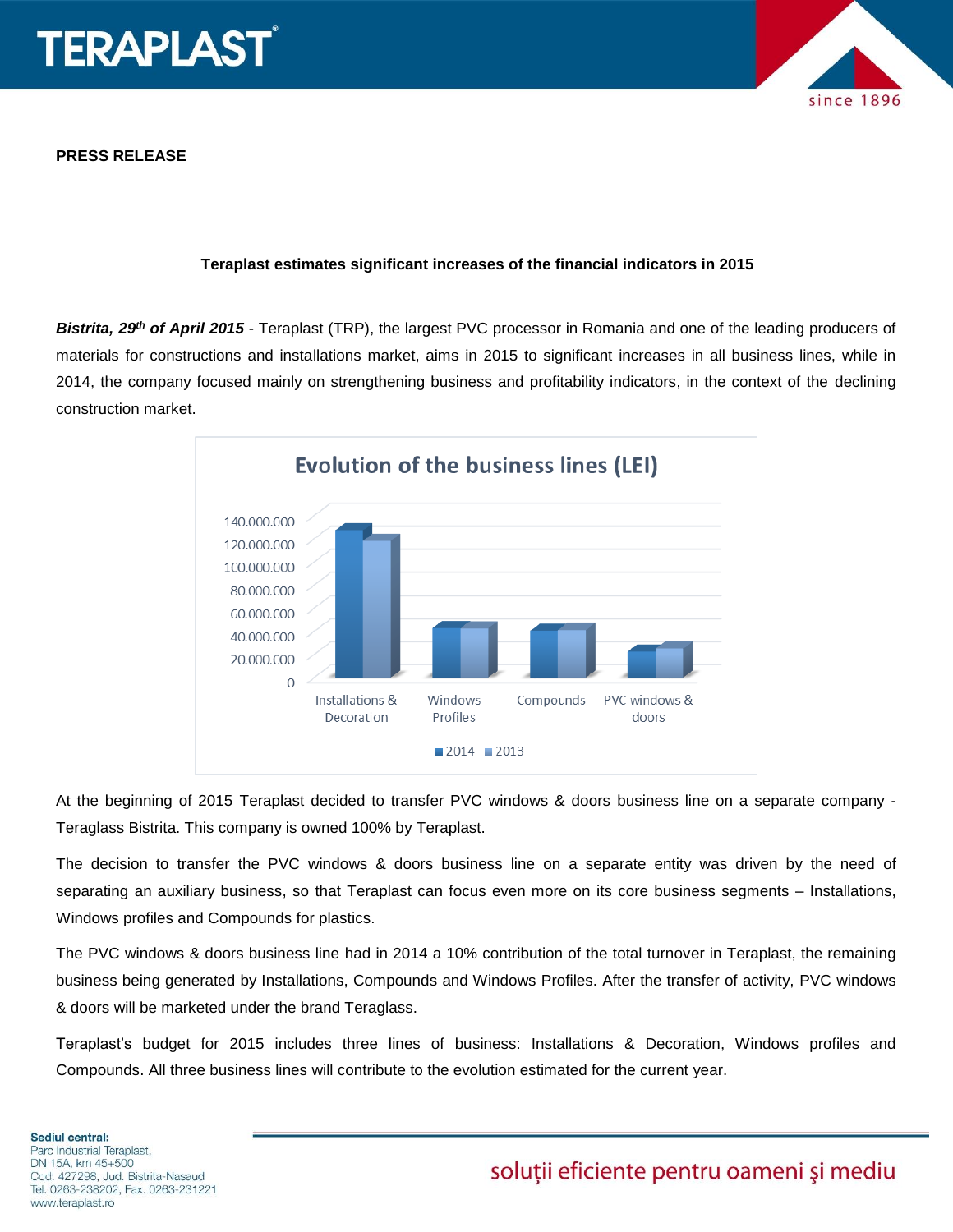**PRESS RELEASE**

**Teraplast estimates significant increases of the financial indicators in 2015**

***Bistrita, 29th of April 2015*** - Teraplast (TRP), the largest PVC processor in Romania and one of the leading producers of materials for constructions and installations market, aims in 2015 to significant increases in all business lines, while in 2014, the company focused mainly on strengthening business and profitability indicators, in the context of the declining construction market.

At the beginning of 2015 Teraplast decided to transfer PVC windows & doors business line on a separate company - Teraglass Bistrita. This company is owned 100% by Teraplast.

The decision to transfer the PVC windows & doors business line on a separate entity was driven by the need of separating an auxiliary business, so that Teraplast can focus even more on its core business segments – Installations, Windows profiles and Compounds for plastics.

The PVC windows & doors business line had in 2014 a 10% contribution of the total turnover in Teraplast, the remaining business being generated by Installations, Compounds and Windows Profiles. After the transfer of activity, PVC windows & doors will be marketed under the brand Teraglass.

Teraplast's budget for 2015 includes three lines of business: Installations & Decoration, Windows profiles and Compounds. All three business lines will contribute to the evolution estimated for the current year.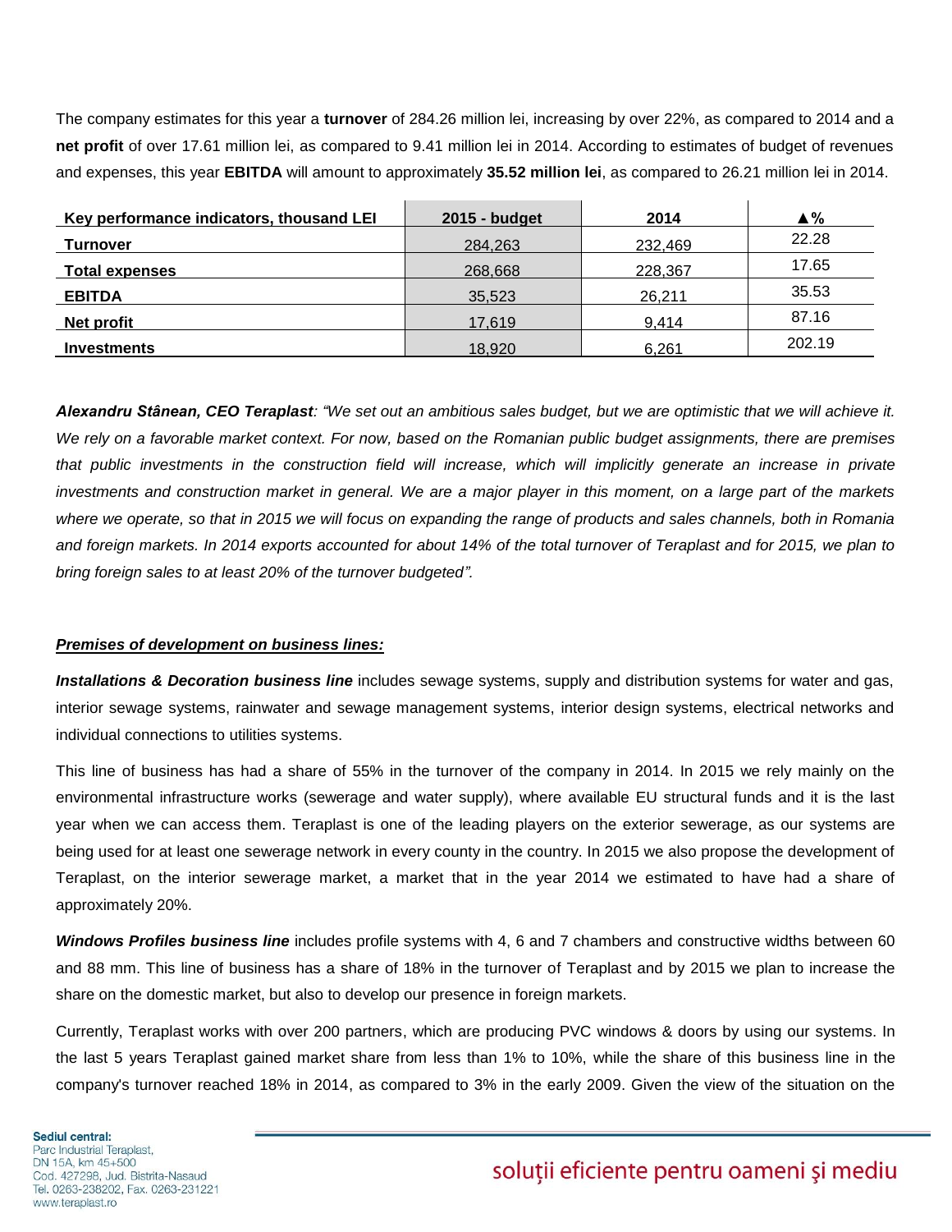The company estimates for this year a **turnover** of 284.26 million lei, increasing by over 22%, as compared to 2014 and a **net profit** of over 17.61 million lei, as compared to 9.41 million lei in 2014. According to estimates of budget of revenues and expenses, this year **EBITDA** will amount to approximately **35.52 million lei**, as compared to 26.21 million lei in 2014.

| Key performance indicators, thousand LEI | 2015 - budget | 2014 | ▲% |
|---|---|---|---|
| **Turnover** | 284,263 | 232,469 | 22.28 |
| **Total expenses** | 268,668 | 228,367 | 17.65 |
| **EBITDA** | 35,523 | 26,211 | 35.53 |
| **Net profit** | 17,619 | 9,414 | 87.16 |
| **Investments** | 18,920 | 6,261 | 202.19 |

***Alexandru Stânean, CEO Teraplast****: "We set out an ambitious sales budget, but we are optimistic that we will achieve it. We rely on a favorable market context. For now, based on the Romanian public budget assignments, there are premises that public investments in the construction field will increase, which will implicitly generate an increase in private investments and construction market in general. We are a major player in this moment, on a large part of the markets where we operate, so that in 2015 we will focus on expanding the range of products and sales channels, both in Romania and foreign markets. In 2014 exports accounted for about 14% of the total turnover of Teraplast and for 2015, we plan to bring foreign sales to at least 20% of the turnover budgeted".*

***<u>Premises of development on business lines:</u>***

***Installations & Decoration business line*** includes sewage systems, supply and distribution systems for water and gas, interior sewage systems, rainwater and sewage management systems, interior design systems, electrical networks and individual connections to utilities systems.

This line of business has had a share of 55% in the turnover of the company in 2014. In 2015 we rely mainly on the environmental infrastructure works (sewerage and water supply), where available EU structural funds and it is the last year when we can access them. Teraplast is one of the leading players on the exterior sewerage, as our systems are being used for at least one sewerage network in every county in the country. In 2015 we also propose the development of Teraplast, on the interior sewerage market, a market that in the year 2014 we estimated to have had a share of approximately 20%.

***Windows Profiles business line*** includes profile systems with 4, 6 and 7 chambers and constructive widths between 60 and 88 mm. This line of business has a share of 18% in the turnover of Teraplast and by 2015 we plan to increase the share on the domestic market, but also to develop our presence in foreign markets.

Currently, Teraplast works with over 200 partners, which are producing PVC windows & doors by using our systems. In the last 5 years Teraplast gained market share from less than 1% to 10%, while the share of this business line in the company's turnover reached 18% in 2014, as compared to 3% in the early 2009. Given the view of the situation on the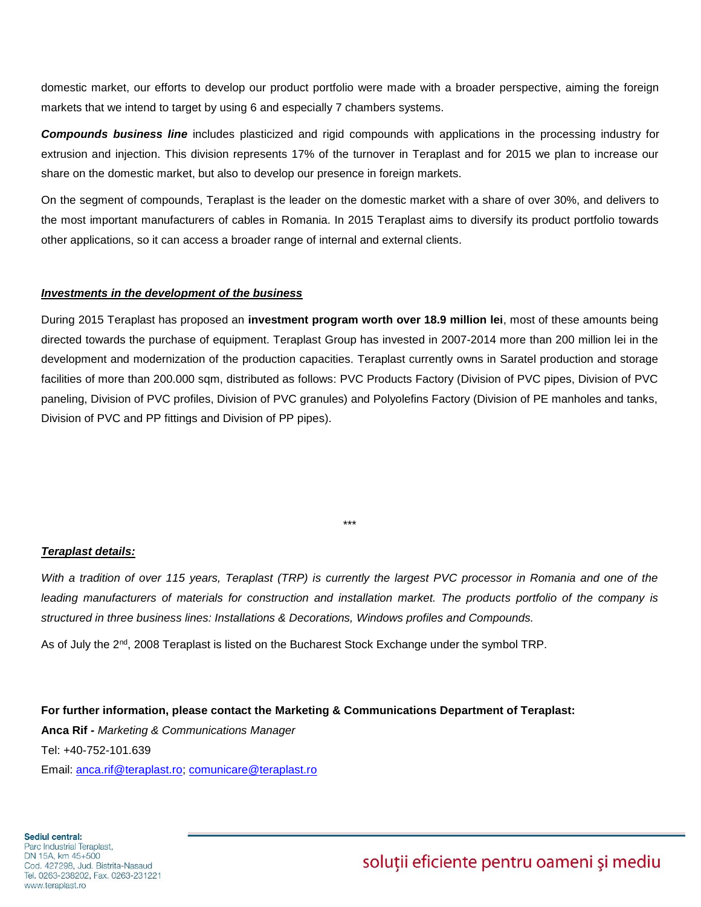domestic market, our efforts to develop our product portfolio were made with a broader perspective, aiming the foreign markets that we intend to target by using 6 and especially 7 chambers systems.

***Compounds business line*** includes plasticized and rigid compounds with applications in the processing industry for extrusion and injection. This division represents 17% of the turnover in Teraplast and for 2015 we plan to increase our share on the domestic market, but also to develop our presence in foreign markets.

On the segment of compounds, Teraplast is the leader on the domestic market with a share of over 30%, and delivers to the most important manufacturers of cables in Romania. In 2015 Teraplast aims to diversify its product portfolio towards other applications, so it can access a broader range of internal and external clients.

***Investments in the development of the business***

During 2015 Teraplast has proposed an **investment program worth over 18.9 million lei**, most of these amounts being directed towards the purchase of equipment. Teraplast Group has invested in 2007-2014 more than 200 million lei in the development and modernization of the production capacities. Teraplast currently owns in Saratel production and storage facilities of more than 200.000 sqm, distributed as follows: PVC Products Factory (Division of PVC pipes, Division of PVC paneling, Division of PVC profiles, Division of PVC granules) and Polyolefins Factory (Division of PE manholes and tanks, Division of PVC and PP fittings and Division of PP pipes).

***

***Teraplast details:***

*With a tradition of over 115 years, Teraplast (TRP) is currently the largest PVC processor in Romania and one of the leading manufacturers of materials for construction and installation market. The products portfolio of the company is structured in three business lines: Installations & Decorations, Windows profiles and Compounds.*

As of July the 2nd, 2008 Teraplast is listed on the Bucharest Stock Exchange under the symbol TRP.

**For further information, please contact the Marketing & Communications Department of Teraplast:**

**Anca Rif -** *Marketing & Communications Manager*

Tel: +40-752-101.639

Email: anca.rif@teraplast.ro; comunicare@teraplast.ro